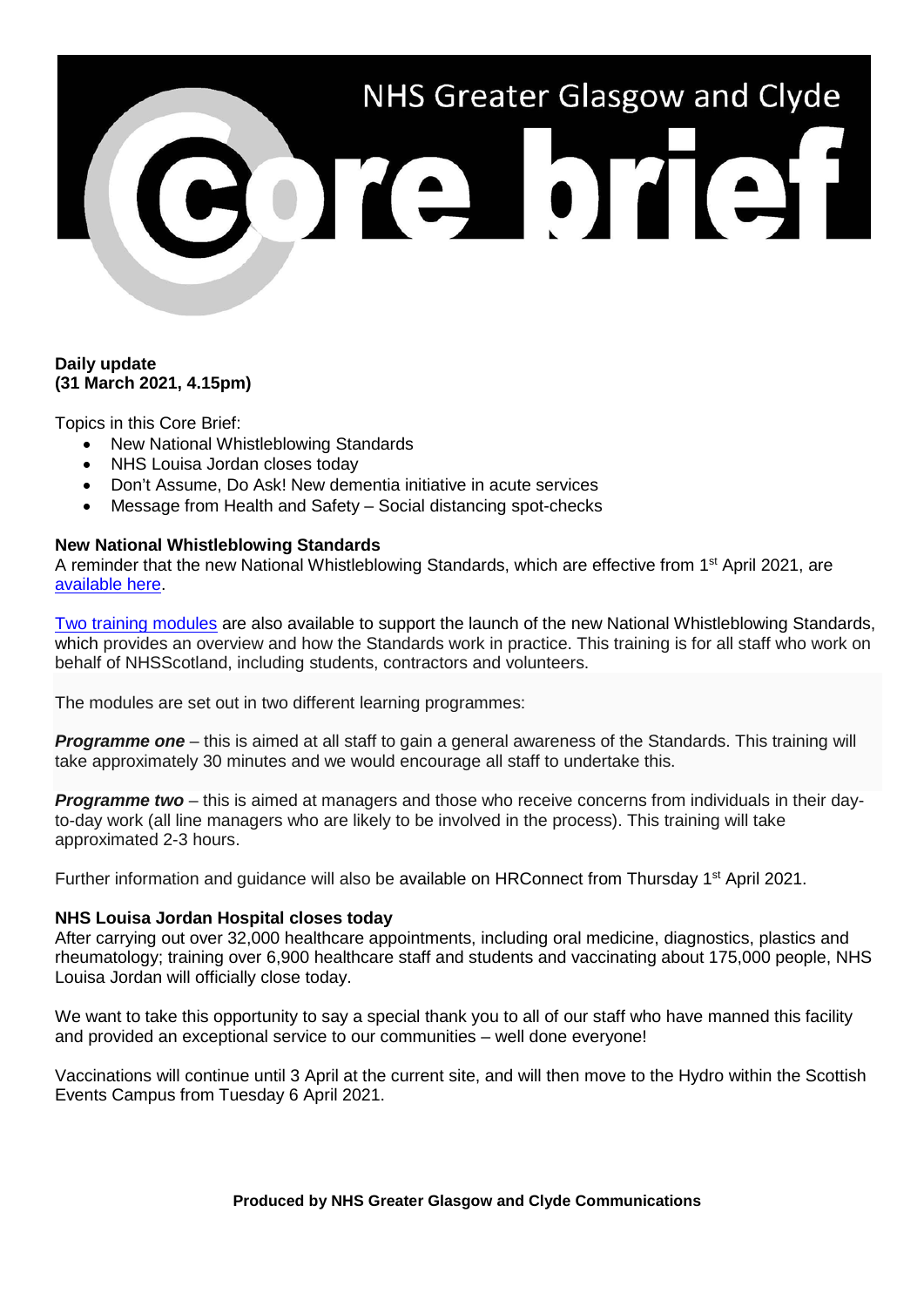# NHS Greater Glasgow and Clyde

# Core brief

**Daily update**
**(31 March 2021, 4.15pm)**

Topics in this Core Brief:

- New National Whistleblowing Standards
- NHS Louisa Jordan closes today
- Don't Assume, Do Ask! New dementia initiative in acute services
- Message from Health and Safety – Social distancing spot-checks

**New National Whistleblowing Standards**

A reminder that the new National Whistleblowing Standards, which are effective from 1st April 2021, are available here.

Two training modules are also available to support the launch of the new National Whistleblowing Standards, which provides an overview and how the Standards work in practice. This training is for all staff who work on behalf of NHSScotland, including students, contractors and volunteers.

The modules are set out in two different learning programmes:

***Programme one*** – this is aimed at all staff to gain a general awareness of the Standards. This training will take approximately 30 minutes and we would encourage all staff to undertake this.

***Programme two*** – this is aimed at managers and those who receive concerns from individuals in their day-to-day work (all line managers who are likely to be involved in the process). This training will take approximated 2-3 hours.

Further information and guidance will also be available on HRConnect from Thursday 1st April 2021.

**NHS Louisa Jordan Hospital closes today**

After carrying out over 32,000 healthcare appointments, including oral medicine, diagnostics, plastics and rheumatology; training over 6,900 healthcare staff and students and vaccinating about 175,000 people, NHS Louisa Jordan will officially close today.

We want to take this opportunity to say a special thank you to all of our staff who have manned this facility and provided an exceptional service to our communities – well done everyone!

Vaccinations will continue until 3 April at the current site, and will then move to the Hydro within the Scottish Events Campus from Tuesday 6 April 2021.

**Produced by NHS Greater Glasgow and Clyde Communications**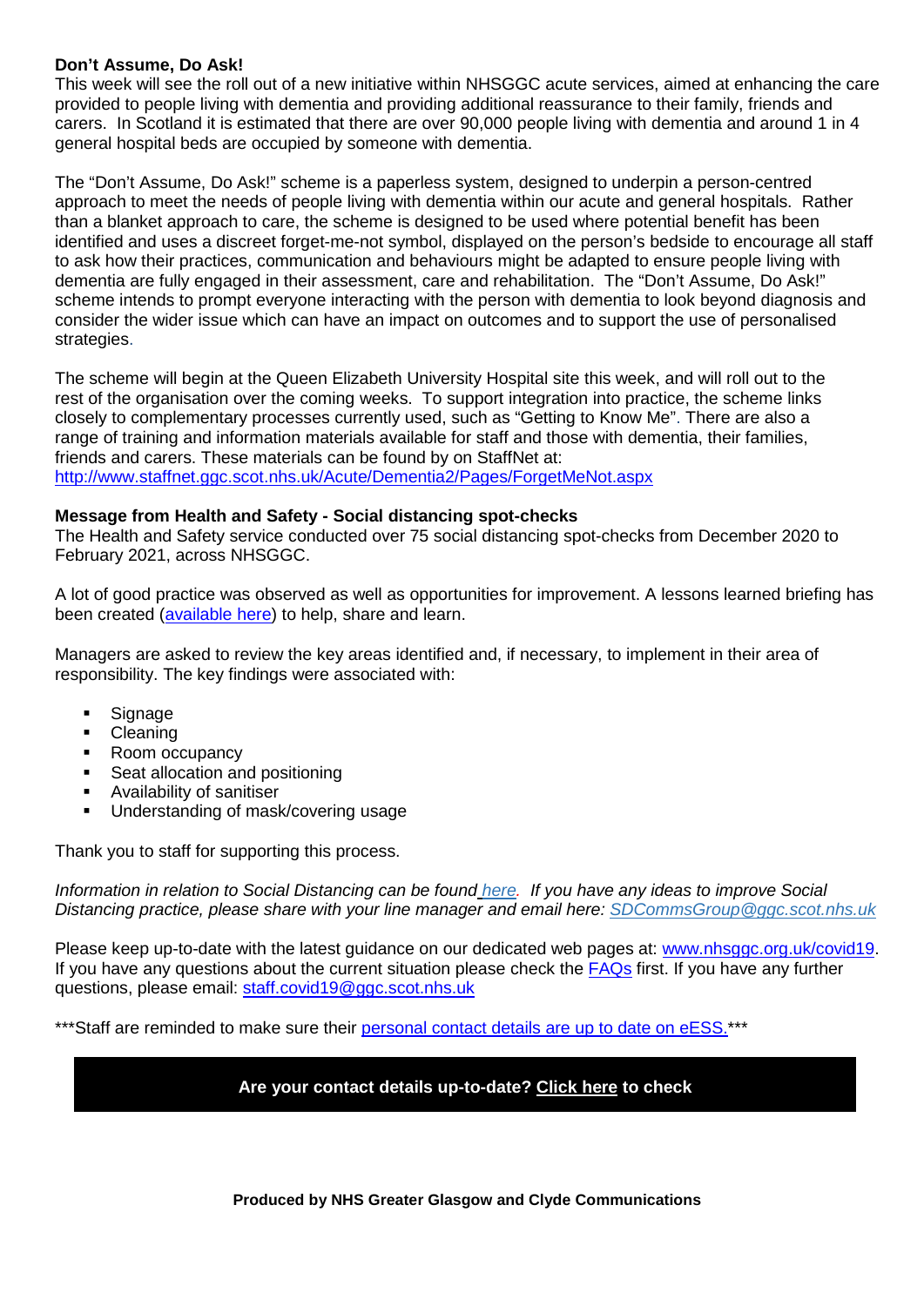**Don't Assume, Do Ask!**

This week will see the roll out of a new initiative within NHSGGC acute services, aimed at enhancing the care provided to people living with dementia and providing additional reassurance to their family, friends and carers. In Scotland it is estimated that there are over 90,000 people living with dementia and around 1 in 4 general hospital beds are occupied by someone with dementia.

The "Don't Assume, Do Ask!" scheme is a paperless system, designed to underpin a person-centred approach to meet the needs of people living with dementia within our acute and general hospitals. Rather than a blanket approach to care, the scheme is designed to be used where potential benefit has been identified and uses a discreet forget-me-not symbol, displayed on the person's bedside to encourage all staff to ask how their practices, communication and behaviours might be adapted to ensure people living with dementia are fully engaged in their assessment, care and rehabilitation. The "Don't Assume, Do Ask!" scheme intends to prompt everyone interacting with the person with dementia to look beyond diagnosis and consider the wider issue which can have an impact on outcomes and to support the use of personalised strategies.

The scheme will begin at the Queen Elizabeth University Hospital site this week, and will roll out to the rest of the organisation over the coming weeks. To support integration into practice, the scheme links closely to complementary processes currently used, such as "Getting to Know Me". There are also a range of training and information materials available for staff and those with dementia, their families, friends and carers. These materials can be found by on StaffNet at: http://www.staffnet.ggc.scot.nhs.uk/Acute/Dementia2/Pages/ForgetMeNot.aspx

**Message from Health and Safety - Social distancing spot-checks**

The Health and Safety service conducted over 75 social distancing spot-checks from December 2020 to February 2021, across NHSGGC.

A lot of good practice was observed as well as opportunities for improvement. A lessons learned briefing has been created (available here) to help, share and learn.

Managers are asked to review the key areas identified and, if necessary, to implement in their area of responsibility. The key findings were associated with:

- Signage
- Cleaning
- Room occupancy
- Seat allocation and positioning
- Availability of sanitiser
- Understanding of mask/covering usage

Thank you to staff for supporting this process.

*Information in relation to Social Distancing can be found here. If you have any ideas to improve Social Distancing practice, please share with your line manager and email here: SDCommsGroup@ggc.scot.nhs.uk*

Please keep up-to-date with the latest guidance on our dedicated web pages at: www.nhsggc.org.uk/covid19. If you have any questions about the current situation please check the FAQs first. If you have any further questions, please email: staff.covid19@ggc.scot.nhs.uk

***Staff are reminded to make sure their personal contact details are up to date on eESS.***

**Are your contact details up-to-date? Click here to check**

**Produced by NHS Greater Glasgow and Clyde Communications**